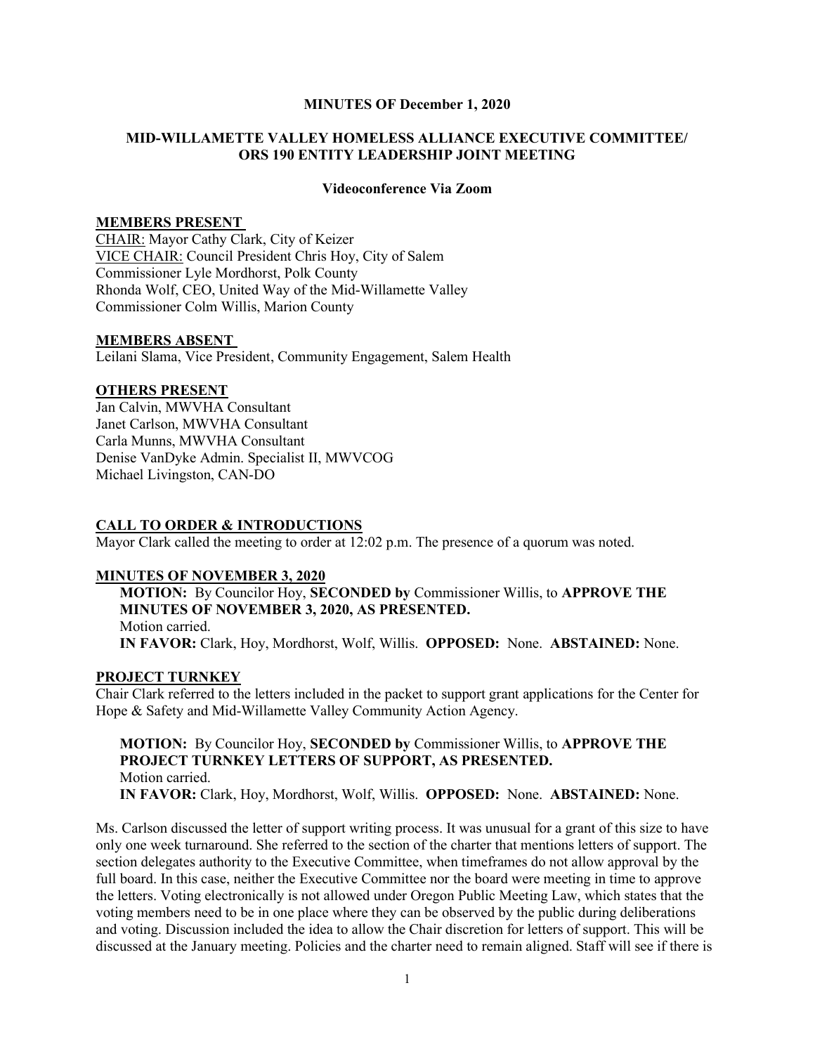**MINUTES OF December 1, 2020**

**MID-WILLAMETTE VALLEY HOMELESS ALLIANCE EXECUTIVE COMMITTEE/ ORS 190 ENTITY LEADERSHIP JOINT MEETING**

**Videoconference Via Zoom**

**MEMBERS PRESENT**

CHAIR: Mayor Cathy Clark, City of Keizer
VICE CHAIR: Council President Chris Hoy, City of Salem
Commissioner Lyle Mordhorst, Polk County
Rhonda Wolf, CEO, United Way of the Mid-Willamette Valley
Commissioner Colm Willis, Marion County

**MEMBERS ABSENT**

Leilani Slama, Vice President, Community Engagement, Salem Health

**OTHERS PRESENT**

Jan Calvin, MWVHA Consultant
Janet Carlson, MWVHA Consultant
Carla Munns, MWVHA Consultant
Denise VanDyke Admin. Specialist II, MWVCOG
Michael Livingston, CAN-DO

**CALL TO ORDER & INTRODUCTIONS**

Mayor Clark called the meeting to order at 12:02 p.m. The presence of a quorum was noted.

**MINUTES OF NOVEMBER 3, 2020**

**MOTION:** By Councilor Hoy, **SECONDED by** Commissioner Willis, to **APPROVE THE MINUTES OF NOVEMBER 3, 2020, AS PRESENTED.**
Motion carried.
**IN FAVOR:** Clark, Hoy, Mordhorst, Wolf, Willis. **OPPOSED:** None. **ABSTAINED:** None.

**PROJECT TURNKEY**

Chair Clark referred to the letters included in the packet to support grant applications for the Center for Hope & Safety and Mid-Willamette Valley Community Action Agency.

**MOTION:** By Councilor Hoy, **SECONDED by** Commissioner Willis, to **APPROVE THE PROJECT TURNKEY LETTERS OF SUPPORT, AS PRESENTED.**
Motion carried.
**IN FAVOR:** Clark, Hoy, Mordhorst, Wolf, Willis. **OPPOSED:** None. **ABSTAINED:** None.

Ms. Carlson discussed the letter of support writing process. It was unusual for a grant of this size to have only one week turnaround. She referred to the section of the charter that mentions letters of support. The section delegates authority to the Executive Committee, when timeframes do not allow approval by the full board. In this case, neither the Executive Committee nor the board were meeting in time to approve the letters. Voting electronically is not allowed under Oregon Public Meeting Law, which states that the voting members need to be in one place where they can be observed by the public during deliberations and voting. Discussion included the idea to allow the Chair discretion for letters of support. This will be discussed at the January meeting. Policies and the charter need to remain aligned. Staff will see if there is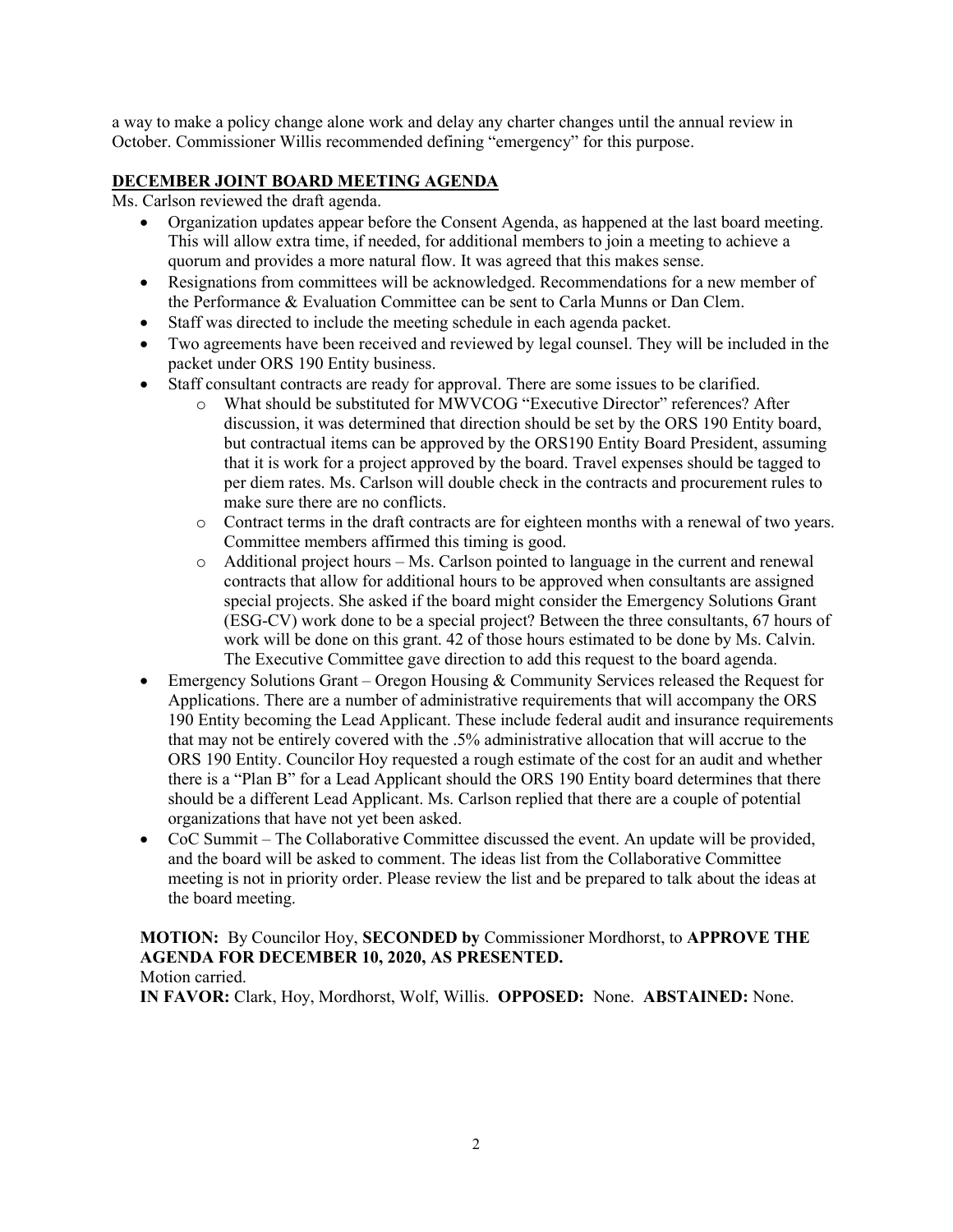a way to make a policy change alone work and delay any charter changes until the annual review in October. Commissioner Willis recommended defining "emergency" for this purpose.

## DECEMBER JOINT BOARD MEETING AGENDA

Ms. Carlson reviewed the draft agenda.

- Organization updates appear before the Consent Agenda, as happened at the last board meeting. This will allow extra time, if needed, for additional members to join a meeting to achieve a quorum and provides a more natural flow. It was agreed that this makes sense.
- Resignations from committees will be acknowledged. Recommendations for a new member of the Performance & Evaluation Committee can be sent to Carla Munns or Dan Clem.
- Staff was directed to include the meeting schedule in each agenda packet.
- Two agreements have been received and reviewed by legal counsel. They will be included in the packet under ORS 190 Entity business.
- Staff consultant contracts are ready for approval. There are some issues to be clarified.
    - What should be substituted for MWVCOG "Executive Director" references? After discussion, it was determined that direction should be set by the ORS 190 Entity board, but contractual items can be approved by the ORS190 Entity Board President, assuming that it is work for a project approved by the board. Travel expenses should be tagged to per diem rates. Ms. Carlson will double check in the contracts and procurement rules to make sure there are no conflicts.
    - Contract terms in the draft contracts are for eighteen months with a renewal of two years. Committee members affirmed this timing is good.
    - Additional project hours – Ms. Carlson pointed to language in the current and renewal contracts that allow for additional hours to be approved when consultants are assigned special projects. She asked if the board might consider the Emergency Solutions Grant (ESG-CV) work done to be a special project? Between the three consultants, 67 hours of work will be done on this grant. 42 of those hours estimated to be done by Ms. Calvin. The Executive Committee gave direction to add this request to the board agenda.
- Emergency Solutions Grant – Oregon Housing & Community Services released the Request for Applications. There are a number of administrative requirements that will accompany the ORS 190 Entity becoming the Lead Applicant. These include federal audit and insurance requirements that may not be entirely covered with the .5% administrative allocation that will accrue to the ORS 190 Entity. Councilor Hoy requested a rough estimate of the cost for an audit and whether there is a "Plan B" for a Lead Applicant should the ORS 190 Entity board determines that there should be a different Lead Applicant. Ms. Carlson replied that there are a couple of potential organizations that have not yet been asked.
- CoC Summit – The Collaborative Committee discussed the event. An update will be provided, and the board will be asked to comment. The ideas list from the Collaborative Committee meeting is not in priority order. Please review the list and be prepared to talk about the ideas at the board meeting.

**MOTION:** By Councilor Hoy, **SECONDED by** Commissioner Mordhorst, to **APPROVE THE AGENDA FOR DECEMBER 10, 2020, AS PRESENTED.**

Motion carried.

**IN FAVOR:** Clark, Hoy, Mordhorst, Wolf, Willis. **OPPOSED:** None. **ABSTAINED:** None.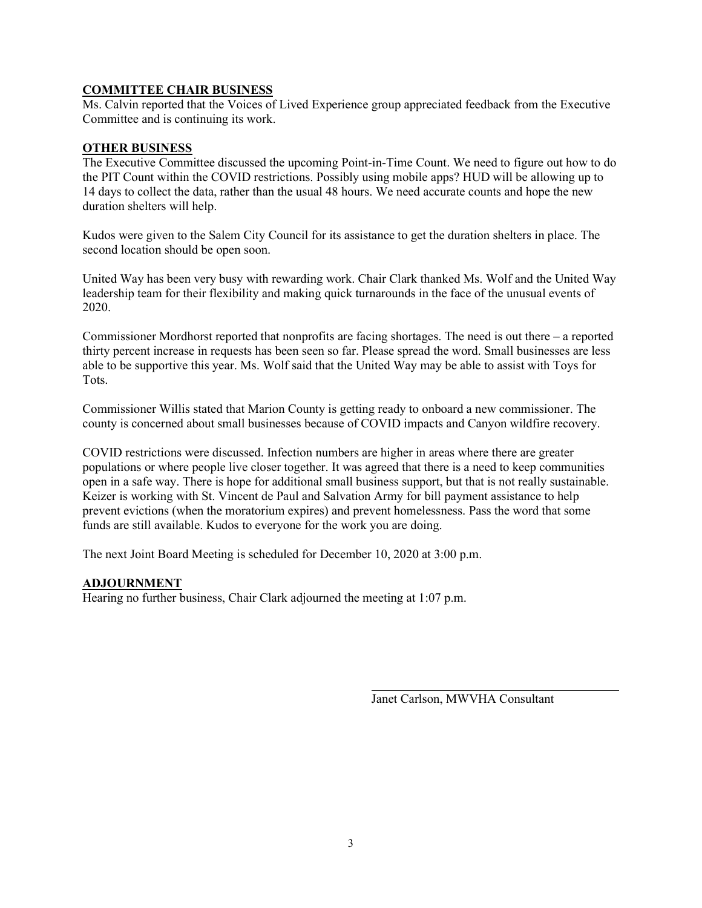## COMMITTEE CHAIR BUSINESS

Ms. Calvin reported that the Voices of Lived Experience group appreciated feedback from the Executive Committee and is continuing its work.

## OTHER BUSINESS

The Executive Committee discussed the upcoming Point-in-Time Count. We need to figure out how to do the PIT Count within the COVID restrictions. Possibly using mobile apps? HUD will be allowing up to 14 days to collect the data, rather than the usual 48 hours. We need accurate counts and hope the new duration shelters will help.

Kudos were given to the Salem City Council for its assistance to get the duration shelters in place. The second location should be open soon.

United Way has been very busy with rewarding work. Chair Clark thanked Ms. Wolf and the United Way leadership team for their flexibility and making quick turnarounds in the face of the unusual events of 2020.

Commissioner Mordhorst reported that nonprofits are facing shortages. The need is out there – a reported thirty percent increase in requests has been seen so far. Please spread the word. Small businesses are less able to be supportive this year. Ms. Wolf said that the United Way may be able to assist with Toys for Tots.

Commissioner Willis stated that Marion County is getting ready to onboard a new commissioner. The county is concerned about small businesses because of COVID impacts and Canyon wildfire recovery.

COVID restrictions were discussed. Infection numbers are higher in areas where there are greater populations or where people live closer together. It was agreed that there is a need to keep communities open in a safe way. There is hope for additional small business support, but that is not really sustainable. Keizer is working with St. Vincent de Paul and Salvation Army for bill payment assistance to help prevent evictions (when the moratorium expires) and prevent homelessness. Pass the word that some funds are still available. Kudos to everyone for the work you are doing.

The next Joint Board Meeting is scheduled for December 10, 2020 at 3:00 p.m.

## ADJOURNMENT

Hearing no further business, Chair Clark adjourned the meeting at 1:07 p.m.

Janet Carlson, MWVHA Consultant